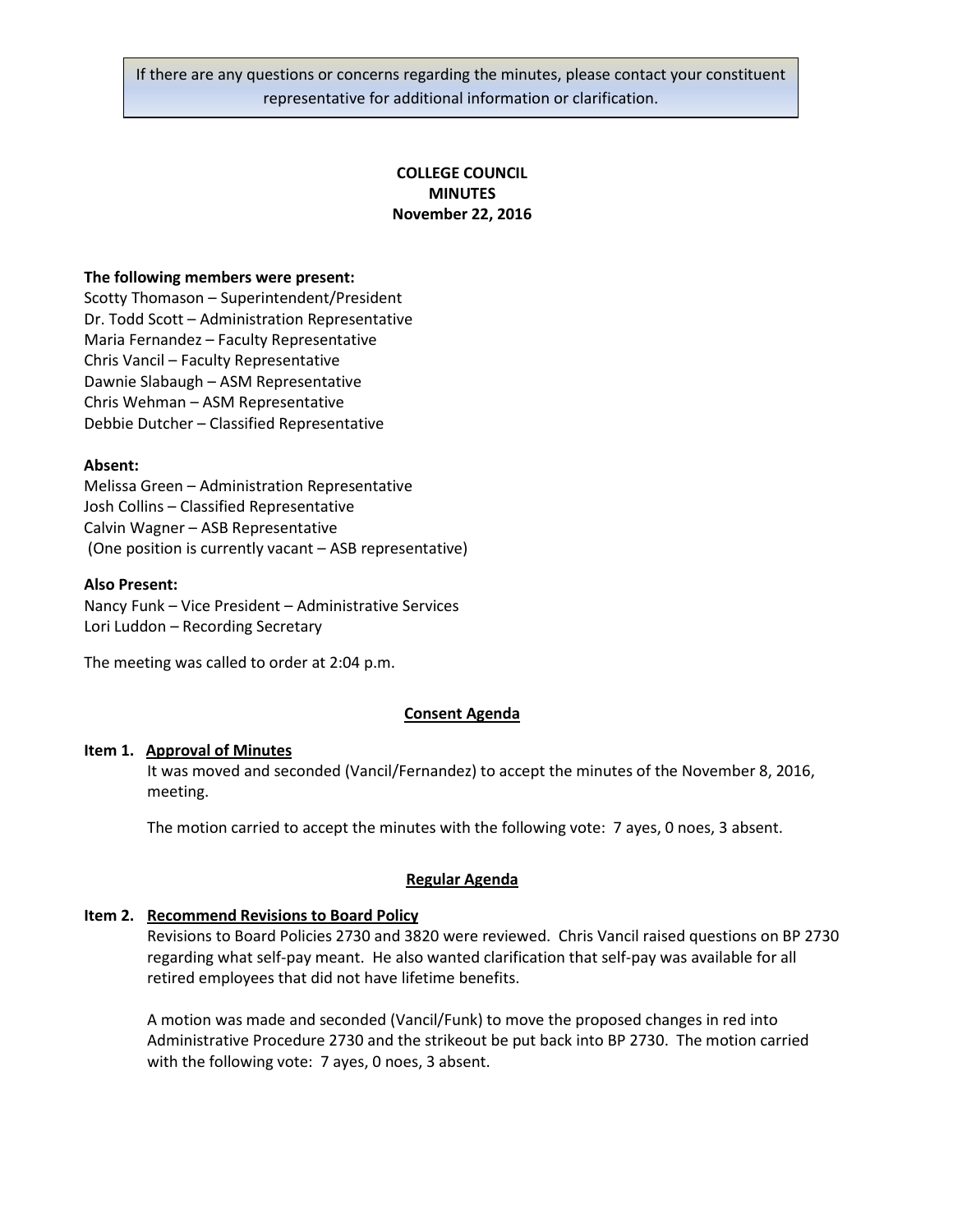If there are any questions or concerns regarding the minutes, please contact your constituent representative for additional information or clarification.

**COLLEGE COUNCIL**
**MINUTES**
**November 22, 2016**

**The following members were present:**
Scotty Thomason – Superintendent/President
Dr. Todd Scott – Administration Representative
Maria Fernandez – Faculty Representative
Chris Vancil – Faculty Representative
Dawnie Slabaugh – ASM Representative
Chris Wehman – ASM Representative
Debbie Dutcher – Classified Representative

**Absent:**
Melissa Green – Administration Representative
Josh Collins – Classified Representative
Calvin Wagner – ASB Representative
(One position is currently vacant – ASB representative)

**Also Present:**
Nancy Funk – Vice President – Administrative Services
Lori Luddon – Recording Secretary

The meeting was called to order at 2:04 p.m.

## Consent Agenda

**Item 1. Approval of Minutes**

It was moved and seconded (Vancil/Fernandez) to accept the minutes of the November 8, 2016, meeting.

The motion carried to accept the minutes with the following vote: 7 ayes, 0 noes, 3 absent.

## Regular Agenda

**Item 2. Recommend Revisions to Board Policy**

Revisions to Board Policies 2730 and 3820 were reviewed. Chris Vancil raised questions on BP 2730 regarding what self-pay meant. He also wanted clarification that self-pay was available for all retired employees that did not have lifetime benefits.

A motion was made and seconded (Vancil/Funk) to move the proposed changes in red into Administrative Procedure 2730 and the strikeout be put back into BP 2730. The motion carried with the following vote: 7 ayes, 0 noes, 3 absent.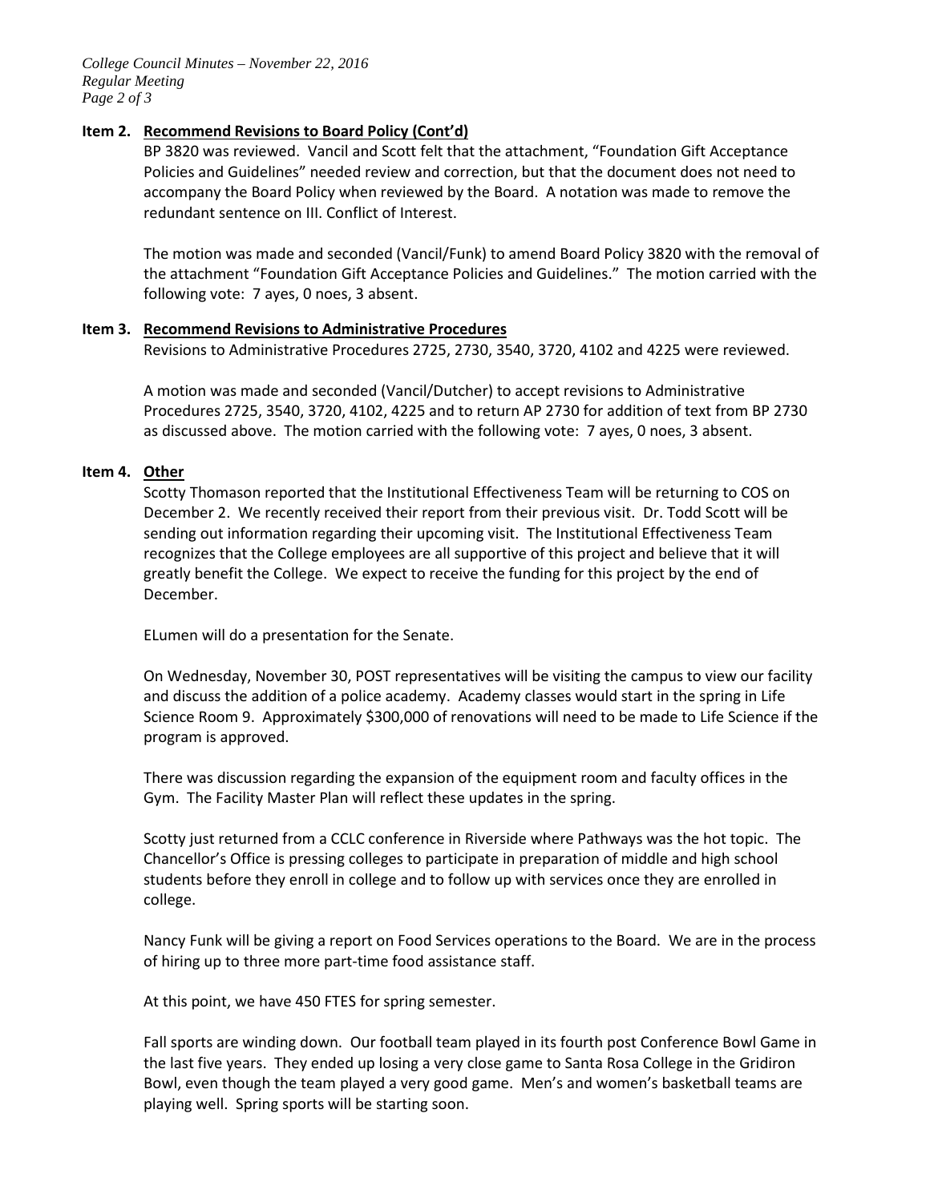**Item 2. Recommend Revisions to Board Policy (Cont'd)**

BP 3820 was reviewed. Vancil and Scott felt that the attachment, "Foundation Gift Acceptance Policies and Guidelines" needed review and correction, but that the document does not need to accompany the Board Policy when reviewed by the Board. A notation was made to remove the redundant sentence on III. Conflict of Interest.

The motion was made and seconded (Vancil/Funk) to amend Board Policy 3820 with the removal of the attachment "Foundation Gift Acceptance Policies and Guidelines." The motion carried with the following vote: 7 ayes, 0 noes, 3 absent.

**Item 3. Recommend Revisions to Administrative Procedures**

Revisions to Administrative Procedures 2725, 2730, 3540, 3720, 4102 and 4225 were reviewed.

A motion was made and seconded (Vancil/Dutcher) to accept revisions to Administrative Procedures 2725, 3540, 3720, 4102, 4225 and to return AP 2730 for addition of text from BP 2730 as discussed above. The motion carried with the following vote: 7 ayes, 0 noes, 3 absent.

**Item 4. Other**

Scotty Thomason reported that the Institutional Effectiveness Team will be returning to COS on December 2. We recently received their report from their previous visit. Dr. Todd Scott will be sending out information regarding their upcoming visit. The Institutional Effectiveness Team recognizes that the College employees are all supportive of this project and believe that it will greatly benefit the College. We expect to receive the funding for this project by the end of December.

ELumen will do a presentation for the Senate.

On Wednesday, November 30, POST representatives will be visiting the campus to view our facility and discuss the addition of a police academy. Academy classes would start in the spring in Life Science Room 9. Approximately $300,000 of renovations will need to be made to Life Science if the program is approved.

There was discussion regarding the expansion of the equipment room and faculty offices in the Gym. The Facility Master Plan will reflect these updates in the spring.

Scotty just returned from a CCLC conference in Riverside where Pathways was the hot topic. The Chancellor's Office is pressing colleges to participate in preparation of middle and high school students before they enroll in college and to follow up with services once they are enrolled in college.

Nancy Funk will be giving a report on Food Services operations to the Board. We are in the process of hiring up to three more part-time food assistance staff.

At this point, we have 450 FTES for spring semester.

Fall sports are winding down. Our football team played in its fourth post Conference Bowl Game in the last five years. They ended up losing a very close game to Santa Rosa College in the Gridiron Bowl, even though the team played a very good game. Men's and women's basketball teams are playing well. Spring sports will be starting soon.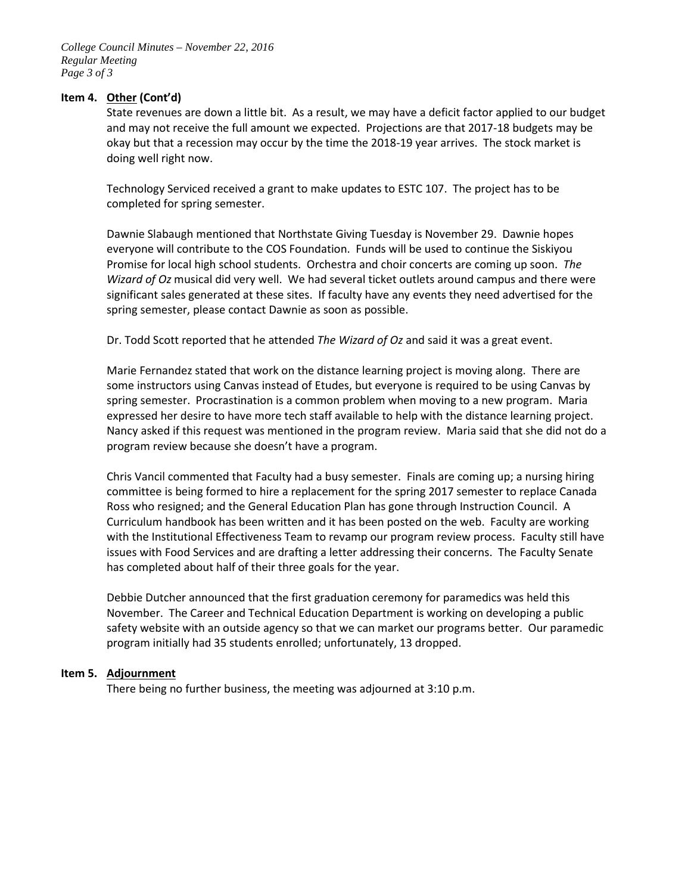**Item 4. <u>Other</u> (Cont'd)**

State revenues are down a little bit. As a result, we may have a deficit factor applied to our budget and may not receive the full amount we expected. Projections are that 2017-18 budgets may be okay but that a recession may occur by the time the 2018-19 year arrives. The stock market is doing well right now.

Technology Serviced received a grant to make updates to ESTC 107. The project has to be completed for spring semester.

Dawnie Slabaugh mentioned that Northstate Giving Tuesday is November 29. Dawnie hopes everyone will contribute to the COS Foundation. Funds will be used to continue the Siskiyou Promise for local high school students. Orchestra and choir concerts are coming up soon. *The Wizard of Oz* musical did very well. We had several ticket outlets around campus and there were significant sales generated at these sites. If faculty have any events they need advertised for the spring semester, please contact Dawnie as soon as possible.

Dr. Todd Scott reported that he attended *The Wizard of Oz* and said it was a great event.

Marie Fernandez stated that work on the distance learning project is moving along. There are some instructors using Canvas instead of Etudes, but everyone is required to be using Canvas by spring semester. Procrastination is a common problem when moving to a new program. Maria expressed her desire to have more tech staff available to help with the distance learning project. Nancy asked if this request was mentioned in the program review. Maria said that she did not do a program review because she doesn't have a program.

Chris Vancil commented that Faculty had a busy semester. Finals are coming up; a nursing hiring committee is being formed to hire a replacement for the spring 2017 semester to replace Canada Ross who resigned; and the General Education Plan has gone through Instruction Council. A Curriculum handbook has been written and it has been posted on the web. Faculty are working with the Institutional Effectiveness Team to revamp our program review process. Faculty still have issues with Food Services and are drafting a letter addressing their concerns. The Faculty Senate has completed about half of their three goals for the year.

Debbie Dutcher announced that the first graduation ceremony for paramedics was held this November. The Career and Technical Education Department is working on developing a public safety website with an outside agency so that we can market our programs better. Our paramedic program initially had 35 students enrolled; unfortunately, 13 dropped.

**Item 5. <u>Adjournment</u>**

There being no further business, the meeting was adjourned at 3:10 p.m.